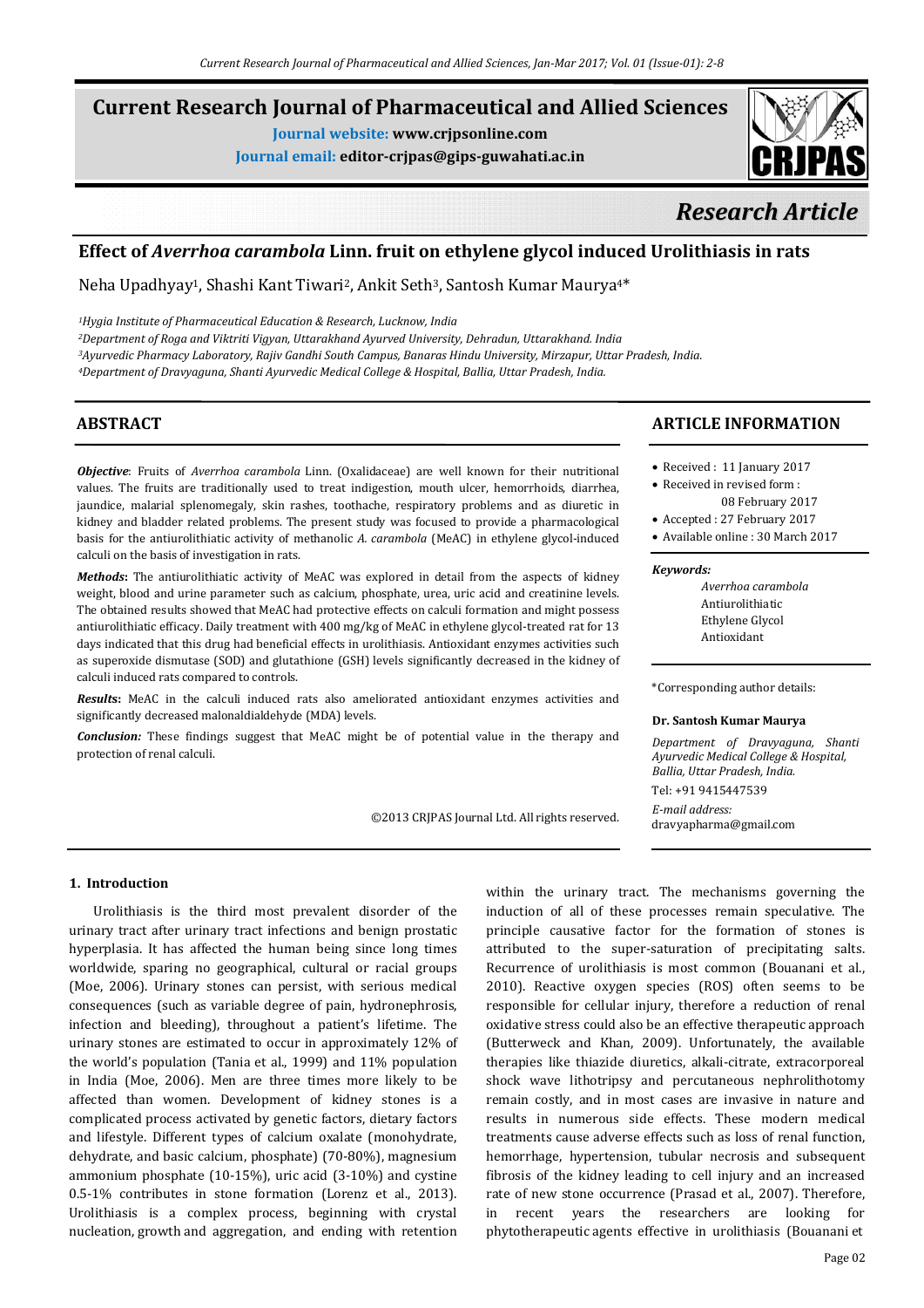# Current Research Journal of Pharmaceutical and Allied Sciences

**Journal website:** www.crjpsonline.com

**Journal email:** editor-crjpas@gips-guwahati.ac.in

*Research Article*

## Effect of *Averrhoa carambola* Linn. fruit on ethylene glycol induced Urolithiasis in rats

Neha Upadhyay[1], Shashi Kant Tiwari[2], Ankit Seth[3], Santosh Kumar Maurya[4]*

*[1]Hygia Institute of Pharmaceutical Education & Research, Lucknow, India*

*[2]Department of Roga and Viktriti Vigyan, Uttarakhand Ayurved University, Dehradun, Uttarakhand. India*

*[3]Ayurvedic Pharmacy Laboratory, Rajiv Gandhi South Campus, Banaras Hindu University, Mirzapur, Uttar Pradesh, India.*

*[4]Department of Dravyaguna, Shanti Ayurvedic Medical College & Hospital, Ballia, Uttar Pradesh, India.*

## ABSTRACT

***Objective***: Fruits of *Averrhoa carambola* Linn. (Oxalidaceae) are well known for their nutritional values. The fruits are traditionally used to treat indigestion, mouth ulcer, hemorrhoids, diarrhea, jaundice, malarial splenomegaly, skin rashes, toothache, respiratory problems and as diuretic in kidney and bladder related problems. The present study was focused to provide a pharmacological basis for the antiurolithiatic activity of methanolic *A. carambola* (MeAC) in ethylene glycol-induced calculi on the basis of investigation in rats.

***Methods***: The antiurolithiatic activity of MeAC was explored in detail from the aspects of kidney weight, blood and urine parameter such as calcium, phosphate, urea, uric acid and creatinine levels. The obtained results showed that MeAC had protective effects on calculi formation and might possess antiurolithiatic efficacy. Daily treatment with 400 mg/kg of MeAC in ethylene glycol-treated rat for 13 days indicated that this drug had beneficial effects in urolithiasis. Antioxidant enzymes activities such as superoxide dismutase (SOD) and glutathione (GSH) levels significantly decreased in the kidney of calculi induced rats compared to controls.

***Results***: MeAC in the calculi induced rats also ameliorated antioxidant enzymes activities and significantly decreased malonaldialdehyde (MDA) levels.

***Conclusion:*** These findings suggest that MeAC might be of potential value in the therapy and protection of renal calculi.

©2013 CRJPAS Journal Ltd. All rights reserved.

## ARTICLE INFORMATION

- Received : 11 January 2017
- Received in revised form : 08 February 2017
- Accepted : 27 February 2017
- Available online : 30 March 2017

***Keywords:***

*Averrhoa carambola*
Antiurolithiatic
Ethylene Glycol
Antioxidant

*Corresponding author details:

**Dr. Santosh Kumar Maurya**

*Department of Dravyaguna, Shanti Ayurvedic Medical College & Hospital, Ballia, Uttar Pradesh, India.*

Tel: +91 9415447539

*E-mail address:*
dravyapharma@gmail.com

## 1. Introduction

Urolithiasis is the third most prevalent disorder of the urinary tract after urinary tract infections and benign prostatic hyperplasia. It has affected the human being since long times worldwide, sparing no geographical, cultural or racial groups (Moe, 2006). Urinary stones can persist, with serious medical consequences (such as variable degree of pain, hydronephrosis, infection and bleeding), throughout a patient's lifetime. The urinary stones are estimated to occur in approximately 12% of the world's population (Tania et al., 1999) and 11% population in India (Moe, 2006). Men are three times more likely to be affected than women. Development of kidney stones is a complicated process activated by genetic factors, dietary factors and lifestyle. Different types of calcium oxalate (monohydrate, dehydrate, and basic calcium, phosphate) (70-80%), magnesium ammonium phosphate (10-15%), uric acid (3-10%) and cystine 0.5-1% contributes in stone formation (Lorenz et al., 2013). Urolithiasis is a complex process, beginning with crystal nucleation, growth and aggregation, and ending with retention within the urinary tract. The mechanisms governing the induction of all of these processes remain speculative. The principle causative factor for the formation of stones is attributed to the super-saturation of precipitating salts. Recurrence of urolithiasis is most common (Bouanani et al., 2010). Reactive oxygen species (ROS) often seems to be responsible for cellular injury, therefore a reduction of renal oxidative stress could also be an effective therapeutic approach (Butterweck and Khan, 2009). Unfortunately, the available therapies like thiazide diuretics, alkali-citrate, extracorporeal shock wave lithotripsy and percutaneous nephrolithotomy remain costly, and in most cases are invasive in nature and results in numerous side effects. These modern medical treatments cause adverse effects such as loss of renal function, hemorrhage, hypertension, tubular necrosis and subsequent fibrosis of the kidney leading to cell injury and an increased rate of new stone occurrence (Prasad et al., 2007). Therefore, in recent years the researchers are looking for phytotherapeutic agents effective in urolithiasis (Bouanani et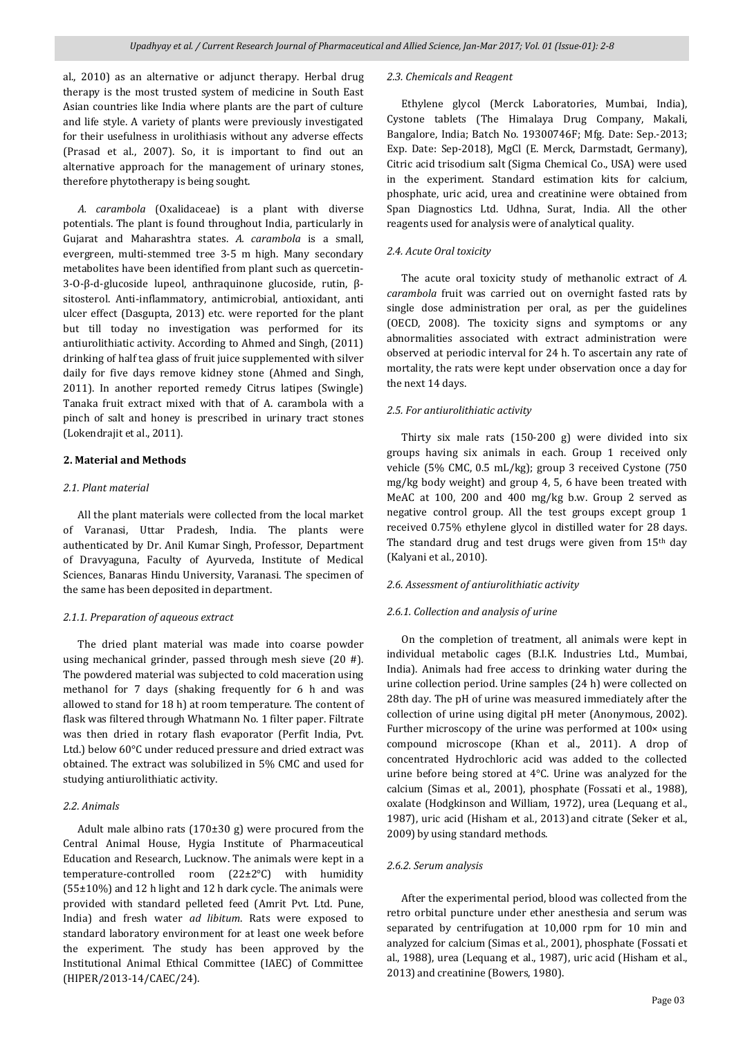al., 2010) as an alternative or adjunct therapy. Herbal drug therapy is the most trusted system of medicine in South East Asian countries like India where plants are the part of culture and life style. A variety of plants were previously investigated for their usefulness in urolithiasis without any adverse effects (Prasad et al., 2007). So, it is important to find out an alternative approach for the management of urinary stones, therefore phytotherapy is being sought.

*A. carambola* (Oxalidaceae) is a plant with diverse potentials. The plant is found throughout India, particularly in Gujarat and Maharashtra states. *A. carambola* is a small, evergreen, multi-stemmed tree 3-5 m high. Many secondary metabolites have been identified from plant such as quercetin-3-O-β-d-glucoside lupeol, anthraquinone glucoside, rutin, β-sitosterol. Anti-inflammatory, antimicrobial, antioxidant, anti ulcer effect (Dasgupta, 2013) etc. were reported for the plant but till today no investigation was performed for its antiurolithiatic activity. According to Ahmed and Singh, (2011) drinking of half tea glass of fruit juice supplemented with silver daily for five days remove kidney stone (Ahmed and Singh, 2011). In another reported remedy Citrus latipes (Swingle) Tanaka fruit extract mixed with that of A. carambola with a pinch of salt and honey is prescribed in urinary tract stones (Lokendrajit et al., 2011).

## 2. Material and Methods

### *2.1. Plant material*

All the plant materials were collected from the local market of Varanasi, Uttar Pradesh, India. The plants were authenticated by Dr. Anil Kumar Singh, Professor, Department of Dravyaguna, Faculty of Ayurveda, Institute of Medical Sciences, Banaras Hindu University, Varanasi. The specimen of the same has been deposited in department.

#### *2.1.1. Preparation of aqueous extract*

The dried plant material was made into coarse powder using mechanical grinder, passed through mesh sieve (20 #). The powdered material was subjected to cold maceration using methanol for 7 days (shaking frequently for 6 h and was allowed to stand for 18 h) at room temperature. The content of flask was filtered through Whatmann No. 1 filter paper. Filtrate was then dried in rotary flash evaporator (Perfit India, Pvt. Ltd.) below 60°C under reduced pressure and dried extract was obtained. The extract was solubilized in 5% CMC and used for studying antiurolithiatic activity.

### *2.2. Animals*

Adult male albino rats (170±30 g) were procured from the Central Animal House, Hygia Institute of Pharmaceutical Education and Research, Lucknow. The animals were kept in a temperature-controlled room (22±2°C) with humidity (55±10%) and 12 h light and 12 h dark cycle. The animals were provided with standard pelleted feed (Amrit Pvt. Ltd. Pune, India) and fresh water *ad libitum*. Rats were exposed to standard laboratory environment for at least one week before the experiment. The study has been approved by the Institutional Animal Ethical Committee (IAEC) of Committee (HIPER/2013-14/CAEC/24).

### *2.3. Chemicals and Reagent*

Ethylene glycol (Merck Laboratories, Mumbai, India), Cystone tablets (The Himalaya Drug Company, Makali, Bangalore, India; Batch No. 19300746F; Mfg. Date: Sep.-2013; Exp. Date: Sep-2018), MgCl (E. Merck, Darmstadt, Germany), Citric acid trisodium salt (Sigma Chemical Co., USA) were used in the experiment. Standard estimation kits for calcium, phosphate, uric acid, urea and creatinine were obtained from Span Diagnostics Ltd. Udhna, Surat, India. All the other reagents used for analysis were of analytical quality.

### *2.4. Acute Oral toxicity*

The acute oral toxicity study of methanolic extract of *A. carambola* fruit was carried out on overnight fasted rats by single dose administration per oral, as per the guidelines (OECD, 2008). The toxicity signs and symptoms or any abnormalities associated with extract administration were observed at periodic interval for 24 h. To ascertain any rate of mortality, the rats were kept under observation once a day for the next 14 days.

### *2.5. For antiurolithiatic activity*

Thirty six male rats (150-200 g) were divided into six groups having six animals in each. Group 1 received only vehicle (5% CMC, 0.5 mL/kg); group 3 received Cystone (750 mg/kg body weight) and group 4, 5, 6 have been treated with MeAC at 100, 200 and 400 mg/kg b.w. Group 2 served as negative control group. All the test groups except group 1 received 0.75% ethylene glycol in distilled water for 28 days. The standard drug and test drugs were given from 15[th] day (Kalyani et al., 2010).

### *2.6. Assessment of antiurolithiatic activity*

#### *2.6.1. Collection and analysis of urine*

On the completion of treatment, all animals were kept in individual metabolic cages (B.I.K. Industries Ltd., Mumbai, India). Animals had free access to drinking water during the urine collection period. Urine samples (24 h) were collected on 28th day. The pH of urine was measured immediately after the collection of urine using digital pH meter (Anonymous, 2002). Further microscopy of the urine was performed at 100× using compound microscope (Khan et al., 2011). A drop of concentrated Hydrochloric acid was added to the collected urine before being stored at 4°C. Urine was analyzed for the calcium (Simas et al., 2001), phosphate (Fossati et al., 1988), oxalate (Hodgkinson and William, 1972), urea (Lequang et al., 1987), uric acid (Hisham et al., 2013) and citrate (Seker et al., 2009) by using standard methods.

#### *2.6.2. Serum analysis*

After the experimental period, blood was collected from the retro orbital puncture under ether anesthesia and serum was separated by centrifugation at 10,000 rpm for 10 min and analyzed for calcium (Simas et al., 2001), phosphate (Fossati et al., 1988), urea (Lequang et al., 1987), uric acid (Hisham et al., 2013) and creatinine (Bowers, 1980).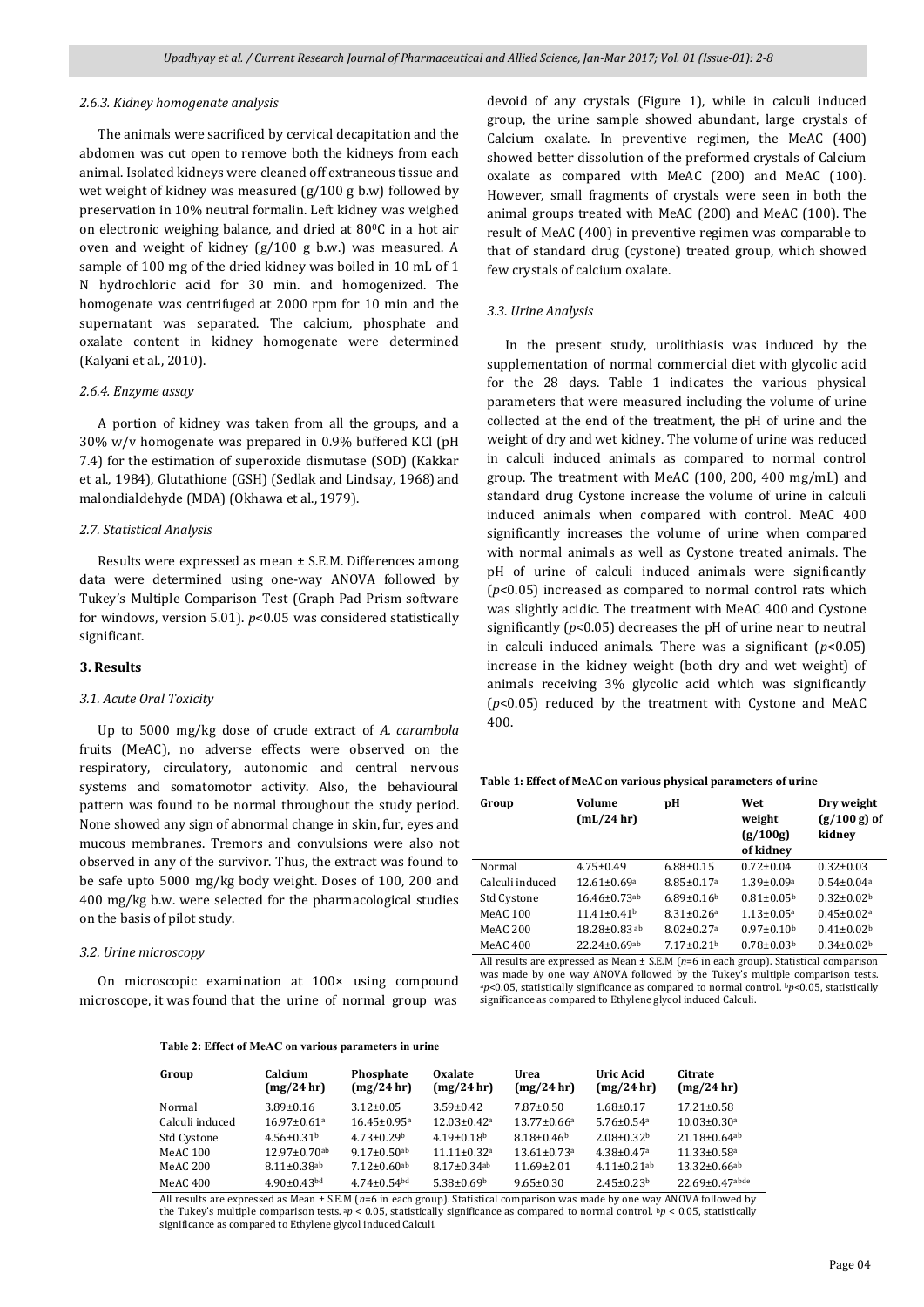#### 2.6.3. Kidney homogenate analysis

The animals were sacrificed by cervical decapitation and the abdomen was cut open to remove both the kidneys from each animal. Isolated kidneys were cleaned off extraneous tissue and wet weight of kidney was measured (g/100 g b.w) followed by preservation in 10% neutral formalin. Left kidney was weighed on electronic weighing balance, and dried at 80$^0$C in a hot air oven and weight of kidney (g/100 g b.w.) was measured. A sample of 100 mg of the dried kidney was boiled in 10 mL of 1 N hydrochloric acid for 30 min. and homogenized. The homogenate was centrifuged at 2000 rpm for 10 min and the supernatant was separated. The calcium, phosphate and oxalate content in kidney homogenate were determined (Kalyani et al., 2010).

#### 2.6.4. Enzyme assay

A portion of kidney was taken from all the groups, and a 30% w/v homogenate was prepared in 0.9% buffered KCl (pH 7.4) for the estimation of superoxide dismutase (SOD) (Kakkar et al., 1984), Glutathione (GSH) (Sedlak and Lindsay, 1968) and malondialdehyde (MDA) (Okhawa et al., 1979).

### 2.7. Statistical Analysis

Results were expressed as mean ± S.E.M. Differences among data were determined using one-way ANOVA followed by Tukey's Multiple Comparison Test (Graph Pad Prism software for windows, version 5.01). $p<0.05$ was considered statistically significant.

## 3. Results

### 3.1. Acute Oral Toxicity

Up to 5000 mg/kg dose of crude extract of *A. carambola* fruits (MeAC), no adverse effects were observed on the respiratory, circulatory, autonomic and central nervous systems and somatomotor activity. Also, the behavioural pattern was found to be normal throughout the study period. None showed any sign of abnormal change in skin, fur, eyes and mucous membranes. Tremors and convulsions were also not observed in any of the survivor. Thus, the extract was found to be safe upto 5000 mg/kg body weight. Doses of 100, 200 and 400 mg/kg b.w. were selected for the pharmacological studies on the basis of pilot study.

### 3.2. Urine microscopy

On microscopic examination at 100× using compound microscope, it was found that the urine of normal group was devoid of any crystals (Figure 1), while in calculi induced group, the urine sample showed abundant, large crystals of Calcium oxalate. In preventive regimen, the MeAC (400) showed better dissolution of the preformed crystals of Calcium oxalate as compared with MeAC (200) and MeAC (100). However, small fragments of crystals were seen in both the animal groups treated with MeAC (200) and MeAC (100). The result of MeAC (400) in preventive regimen was comparable to that of standard drug (cystone) treated group, which showed few crystals of calcium oxalate.

### 3.3. Urine Analysis

In the present study, urolithiasis was induced by the supplementation of normal commercial diet with glycolic acid for the 28 days. Table 1 indicates the various physical parameters that were measured including the volume of urine collected at the end of the treatment, the pH of urine and the weight of dry and wet kidney. The volume of urine was reduced in calculi induced animals as compared to normal control group. The treatment with MeAC (100, 200, 400 mg/mL) and standard drug Cystone increase the volume of urine in calculi induced animals when compared with control. MeAC 400 significantly increases the volume of urine when compared with normal animals as well as Cystone treated animals. The pH of urine of calculi induced animals were significantly ($p<0.05$) increased as compared to normal control rats which was slightly acidic. The treatment with MeAC 400 and Cystone significantly ($p<0.05$) decreases the pH of urine near to neutral in calculi induced animals. There was a significant ($p<0.05$) increase in the kidney weight (both dry and wet weight) of animals receiving 3% glycolic acid which was significantly ($p<0.05$) reduced by the treatment with Cystone and MeAC 400.

**Table 1: Effect of MeAC on various physical parameters of urine**

| Group | Volume (mL/24 hr) | pH | Wet weight (g/100g) of kidney | Dry weight (g/100 g) of kidney |
|---|---|---|---|---|
| Normal | 4.75±0.49 | 6.88±0.15 | 0.72±0.04 | 0.32±0.03 |
| Calculi induced | 12.61±0.69[a] | 8.85±0.17[a] | 1.39±0.09[a] | 0.54±0.04[a] |
| Std Cystone | 16.46±0.73[ab] | 6.89±0.16[b] | 0.81±0.05[b] | 0.32±0.02[b] |
| MeAC 100 | 11.41±0.41[b] | 8.31±0.26[a] | 1.13±0.05[a] | 0.45±0.02[a] |
| MeAC 200 | 18.28±0.83[ab] | 8.02±0.27[a] | 0.97±0.10[b] | 0.41±0.02[b] |
| MeAC 400 | 22.24±0.69[ab] | 7.17±0.21[b] | 0.78±0.03[b] | 0.34±0.02[b] |

All results are expressed as Mean ± S.E.M ($n$=6 in each group). Statistical comparison was made by one way ANOVA followed by the Tukey's multiple comparison tests. [a]$p<0.05$, statistically significance as compared to normal control. [b]$p<0.05$, statistically significance as compared to Ethylene glycol induced Calculi.

**Table 2: Effect of MeAC on various parameters in urine**

| Group | Calcium (mg/24 hr) | Phosphate (mg/24 hr) | Oxalate (mg/24 hr) | Urea (mg/24 hr) | Uric Acid (mg/24 hr) | Citrate (mg/24 hr) |
|---|---|---|---|---|---|---|
| Normal | 3.89±0.16 | 3.12±0.05 | 3.59±0.42 | 7.87±0.50 | 1.68±0.17 | 17.21±0.58 |
| Calculi induced | 16.97±0.61[a] | 16.45±0.95[a] | 12.03±0.42[a] | 13.77±0.66[a] | 5.76±0.54[a] | 10.03±0.30[a] |
| Std Cystone | 4.56±0.31[b] | 4.73±0.29[b] | 4.19±0.18[b] | 8.18±0.46[b] | 2.08±0.32[b] | 21.18±0.64[ab] |
| MeAC 100 | 12.97±0.70[ab] | 9.17±0.50[ab] | 11.11±0.32[a] | 13.61±0.73[a] | 4.38±0.47[a] | 11.33±0.58[a] |
| MeAC 200 | 8.11±0.38[ab] | 7.12±0.60[ab] | 8.17±0.34[ab] | 11.69±2.01 | 4.11±0.21[ab] | 13.32±0.66[ab] |
| MeAC 400 | 4.90±0.43[bd] | 4.74±0.54[bd] | 5.38±0.69[b] | 9.65±0.30 | 2.45±0.23[b] | 22.69±0.47[abde] |

All results are expressed as Mean ± S.E.M ($n$=6 in each group). Statistical comparison was made by one way ANOVA followed by the Tukey's multiple comparison tests. [a]$p < 0.05$, statistically significance as compared to normal control. [b]$p < 0.05$, statistically significance as compared to Ethylene glycol induced Calculi.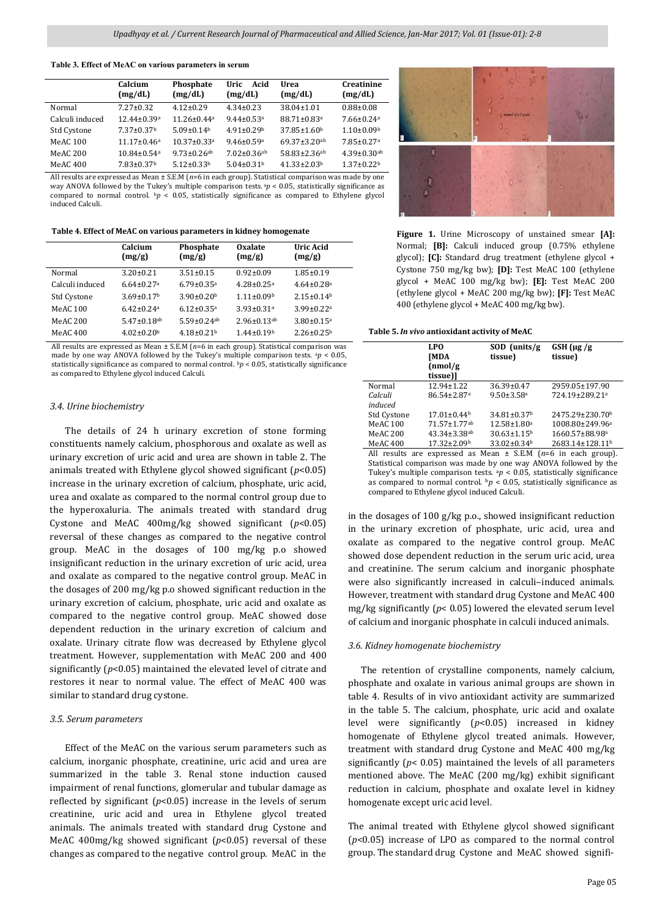**Table 3. Effect of MeAC on various parameters in serum**

| | Calcium (mg/dL) | Phosphate (mg/dL) | Uric Acid (mg/dL) | Urea (mg/dL) | Creatinine (mg/dL) |
|---|---|---|---|---|---|
| Normal | 7.27±0.32 | 4.12±0.29 | 4.34±0.23 | 38.04±1.01 | 0.88±0.08 |
| Calculi induced | 12.44±0.39[a] | 11.26±0.44[a] | 9.44±0.53[a] | 88.71±0.83[a] | 7.66±0.24[a] |
| Std Cystone | 7.37±0.37[b] | 5.09±0.14[b] | 4.91±0.29[b] | 37.85±1.60[b] | 1.10±0.09[b] |
| MeAC 100 | 11.17±0.46[a] | 10.37±0.33[a] | 9.46±0.59[a] | 69.37±3.20[ab] | 7.85±0.27[a] |
| MeAC 200 | 10.84±0.54[a] | 9.73±0.26[ab] | 7.02±0.36[ab] | 58.83±2.36[ab] | 4.39±0.30[ab] |
| MeAC 400 | 7.83±0.37[b] | 5.12±0.33[b] | 5.04±0.31[b] | 41.33±2.03[b] | 1.37±0.22[b] |

All results are expressed as Mean ± S.E.M ($n$=6 in each group). Statistical comparison was made by one way ANOVA followed by the Tukey's multiple comparison tests. [a]$p < 0.05$, statistically significance as compared to normal control. [b]$p < 0.05$, statistically significance as compared to Ethylene glycol induced Calculi.

**Table 4. Effect of MeAC on various parameters in kidney homogenate**

| | Calcium (mg/g) | Phosphate (mg/g) | Oxalate (mg/g) | Uric Acid (mg/g) |
|---|---|---|---|---|
| Normal | 3.20±0.21 | 3.51±0.15 | 0.92±0.09 | 1.85±0.19 |
| Calculi induced | 6.64±0.27[a] | 6.79±0.35[a] | 4.28±0.25[a] | 4.64±0.28[a] |
| Std Cystone | 3.69±0.17[b] | 3.90±0.20[b] | 1.11±0.09[b] | 2.15±0.14[b] |
| MeAC 100 | 6.42±0.24[a] | 6.12±0.35[a] | 3.93±0.31[a] | 3.99±0.22[a] |
| MeAC 200 | 5.47±0.18[ab] | 5.59±0.24[ab] | 2.96±0.13[ab] | 3.80±0.15[a] |
| MeAC 400 | 4.02±0.20[b] | 4.18±0.21[b] | 1.44±0.19[b] | 2.26±0.25[b] |

All results are expressed as Mean ± S.E.M ($n$=6 in each group). Statistical comparison was made by one way ANOVA followed by the Tukey's multiple comparison tests. [a]$p < 0.05$, statistically significance as compared to normal control. [b]$p < 0.05$, statistically significance as compared to Ethylene glycol induced Calculi.

### 3.4. Urine biochemistry

The details of 24 h urinary excretion of stone forming constituents namely calcium, phosphorous and oxalate as well as urinary excretion of uric acid and urea are shown in table 2. The animals treated with Ethylene glycol showed significant ($p$<0.05) increase in the urinary excretion of calcium, phosphate, uric acid, urea and oxalate as compared to the normal control group due to the hyperoxaluria. The animals treated with standard drug Cystone and MeAC 400mg/kg showed significant ($p$<0.05) reversal of these changes as compared to the negative control group. MeAC in the dosages of 100 mg/kg p.o showed insignificant reduction in the urinary excretion of uric acid, urea and oxalate as compared to the negative control group. MeAC in the dosages of 200 mg/kg p.o showed significant reduction in the urinary excretion of calcium, phosphate, uric acid and oxalate as compared to the negative control group. MeAC showed dose dependent reduction in the urinary excretion of calcium and oxalate. Urinary citrate flow was decreased by Ethylene glycol treatment. However, supplementation with MeAC 200 and 400 significantly ($p$<0.05) maintained the elevated level of citrate and restores it near to normal value. The effect of MeAC 400 was similar to standard drug cystone.

### 3.5. Serum parameters

Effect of the MeAC on the various serum parameters such as calcium, inorganic phosphate, creatinine, uric acid and urea are summarized in the table 3. Renal stone induction caused impairment of renal functions, glomerular and tubular damage as reflected by significant ($p$<0.05) increase in the levels of serum creatinine, uric acid and urea in Ethylene glycol treated animals. The animals treated with standard drug Cystone and MeAC 400mg/kg showed significant ($p$<0.05) reversal of these changes as compared to the negative control group. MeAC in the dosages of 100 g/kg p.o., showed insignificant reduction in the urinary excretion of phosphate, uric acid, urea and oxalate as compared to the negative control group. MeAC showed dose dependent reduction in the serum uric acid, urea and creatinine. The serum calcium and inorganic phosphate were also significantly increased in calculi–induced animals. However, treatment with standard drug Cystone and MeAC 400 mg/kg significantly ($p$< 0.05) lowered the elevated serum level of calcium and inorganic phosphate in calculi induced animals.

**Figure 1.** Urine Microscopy of unstained smear **[A]:** Normal; **[B]:** Calculi induced group (0.75% ethylene glycol); **[C]:** Standard drug treatment (ethylene glycol + Cystone 750 mg/kg bw); **[D]:** Test MeAC 100 (ethylene glycol + MeAC 100 mg/kg bw); **[E]:** Test MeAC 200 (ethylene glycol + MeAC 200 mg/kg bw); **[F]:** Test MeAC 400 (ethylene glycol + MeAC 400 mg/kg bw).

**Table 5.** ***In vivo*** **antioxidant activity of MeAC**

| | LPO [MDA (nmol/g tissue)] | SOD (units/g tissue) | GSH (µg /g tissue) |
|---|---|---|---|
| Normal | 12.94±1.22 | 36.39±0.47 | 2959.05±197.90 |
| *Calculi induced* | 86.54±2.87[a] | 9.50±3.58[a] | 724.19±289.21[a] |
| Std Cystone | 17.01±0.44[b] | 34.81±0.37[b] | 2475.29±230.70[b] |
| MeAC 100 | 71.57±1.77[ab] | 12.58±1.80[a] | 1008.80±249.96[a] |
| MeAC 200 | 43.34±3.38[ab] | 30.63±1.15[b] | 1660.57±88.98[a] |
| MeAC 400 | 17.32±2.09[b] | 33.02±0.34[b] | 2683.14±128.11[b] |

All results are expressed as Mean ± S.E.M ($n$=6 in each group). Statistical comparison was made by one way ANOVA followed by the Tukey's multiple comparison tests. [a]$p < 0.05$, statistically significance as compared to normal control. [b]$p < 0.05$, statistically significance as compared to Ethylene glycol induced Calculi.

### 3.6. Kidney homogenate biochemistry

The retention of crystalline components, namely calcium, phosphate and oxalate in various animal groups are shown in table 4. Results of in vivo antioxidant activity are summarized in the table 5. The calcium, phosphate, uric acid and oxalate level were significantly ($p$<0.05) increased in kidney homogenate of Ethylene glycol treated animals. However, treatment with standard drug Cystone and MeAC 400 mg/kg significantly ($p$< 0.05) maintained the levels of all parameters mentioned above. The MeAC (200 mg/kg) exhibit significant reduction in calcium, phosphate and oxalate level in kidney homogenate except uric acid level.

The animal treated with Ethylene glycol showed significant ($p$<0.05) increase of LPO as compared to the normal control group. The standard drug Cystone and MeAC showed signifi-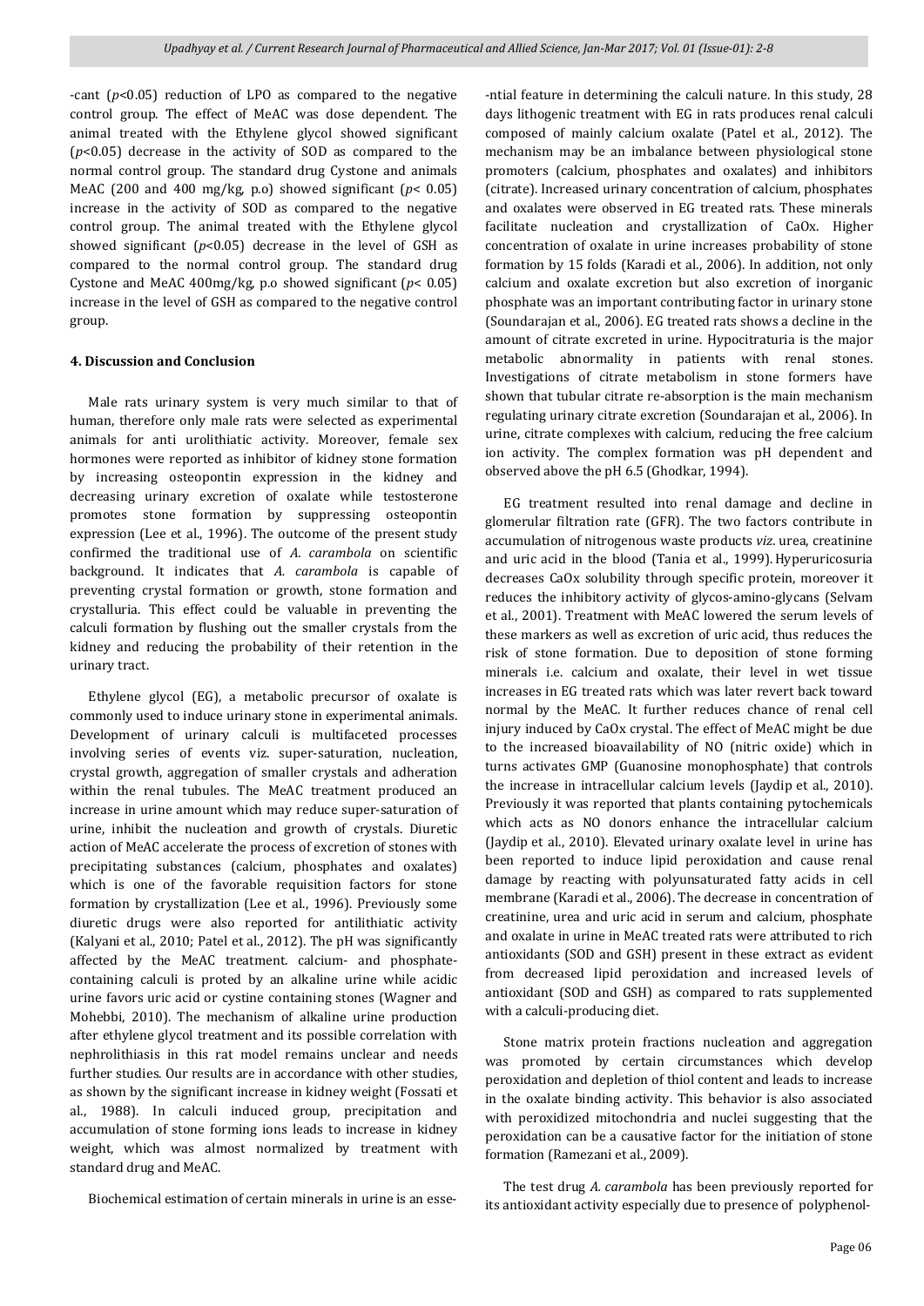-cant ($p<0.05$) reduction of LPO as compared to the negative control group. The effect of MeAC was dose dependent. The animal treated with the Ethylene glycol showed significant ($p<0.05$) decrease in the activity of SOD as compared to the normal control group. The standard drug Cystone and animals MeAC (200 and 400 mg/kg, p.o) showed significant ($p< 0.05$) increase in the activity of SOD as compared to the negative control group. The animal treated with the Ethylene glycol showed significant ($p<0.05$) decrease in the level of GSH as compared to the normal control group. The standard drug Cystone and MeAC 400mg/kg, p.o showed significant ($p< 0.05$) increase in the level of GSH as compared to the negative control group.

## 4. Discussion and Conclusion

Male rats urinary system is very much similar to that of human, therefore only male rats were selected as experimental animals for anti urolithiatic activity. Moreover, female sex hormones were reported as inhibitor of kidney stone formation by increasing osteopontin expression in the kidney and decreasing urinary excretion of oxalate while testosterone promotes stone formation by suppressing osteopontin expression (Lee et al., 1996). The outcome of the present study confirmed the traditional use of *A. carambola* on scientific background. It indicates that *A. carambola* is capable of preventing crystal formation or growth, stone formation and crystalluria. This effect could be valuable in preventing the calculi formation by flushing out the smaller crystals from the kidney and reducing the probability of their retention in the urinary tract.

Ethylene glycol (EG), a metabolic precursor of oxalate is commonly used to induce urinary stone in experimental animals. Development of urinary calculi is multifaceted processes involving series of events viz. super-saturation, nucleation, crystal growth, aggregation of smaller crystals and adheration within the renal tubules. The MeAC treatment produced an increase in urine amount which may reduce super-saturation of urine, inhibit the nucleation and growth of crystals. Diuretic action of MeAC accelerate the process of excretion of stones with precipitating substances (calcium, phosphates and oxalates) which is one of the favorable requisition factors for stone formation by crystallization (Lee et al., 1996). Previously some diuretic drugs were also reported for antilithiatic activity (Kalyani et al., 2010; Patel et al., 2012). The pH was significantly affected by the MeAC treatment. calcium- and phosphate-containing calculi is proted by an alkaline urine while acidic urine favors uric acid or cystine containing stones (Wagner and Mohebbi, 2010). The mechanism of alkaline urine production after ethylene glycol treatment and its possible correlation with nephrolithiasis in this rat model remains unclear and needs further studies. Our results are in accordance with other studies, as shown by the significant increase in kidney weight (Fossati et al., 1988). In calculi induced group, precipitation and accumulation of stone forming ions leads to increase in kidney weight, which was almost normalized by treatment with standard drug and MeAC.

Biochemical estimation of certain minerals in urine is an essential feature in determining the calculi nature. In this study, 28 days lithogenic treatment with EG in rats produces renal calculi composed of mainly calcium oxalate (Patel et al., 2012). The mechanism may be an imbalance between physiological stone promoters (calcium, phosphates and oxalates) and inhibitors (citrate). Increased urinary concentration of calcium, phosphates and oxalates were observed in EG treated rats. These minerals facilitate nucleation and crystallization of CaOx. Higher concentration of oxalate in urine increases probability of stone formation by 15 folds (Karadi et al., 2006). In addition, not only calcium and oxalate excretion but also excretion of inorganic phosphate was an important contributing factor in urinary stone (Soundarajan et al., 2006). EG treated rats shows a decline in the amount of citrate excreted in urine. Hypocitraturia is the major metabolic abnormality in patients with renal stones. Investigations of citrate metabolism in stone formers have shown that tubular citrate re-absorption is the main mechanism regulating urinary citrate excretion (Soundarajan et al., 2006). In urine, citrate complexes with calcium, reducing the free calcium ion activity. The complex formation was pH dependent and observed above the pH 6.5 (Ghodkar, 1994).

EG treatment resulted into renal damage and decline in glomerular filtration rate (GFR). The two factors contribute in accumulation of nitrogenous waste products *viz.* urea, creatinine and uric acid in the blood (Tania et al., 1999). Hyperuricosuria decreases CaOx solubility through specific protein, moreover it reduces the inhibitory activity of glycos-amino-glycans (Selvam et al., 2001). Treatment with MeAC lowered the serum levels of these markers as well as excretion of uric acid, thus reduces the risk of stone formation. Due to deposition of stone forming minerals i.e. calcium and oxalate, their level in wet tissue increases in EG treated rats which was later revert back toward normal by the MeAC. It further reduces chance of renal cell injury induced by CaOx crystal. The effect of MeAC might be due to the increased bioavailability of NO (nitric oxide) which in turns activates GMP (Guanosine monophosphate) that controls the increase in intracellular calcium levels (Jaydip et al., 2010). Previously it was reported that plants containing pytochemicals which acts as NO donors enhance the intracellular calcium (Jaydip et al., 2010). Elevated urinary oxalate level in urine has been reported to induce lipid peroxidation and cause renal damage by reacting with polyunsaturated fatty acids in cell membrane (Karadi et al., 2006). The decrease in concentration of creatinine, urea and uric acid in serum and calcium, phosphate and oxalate in urine in MeAC treated rats were attributed to rich antioxidants (SOD and GSH) present in these extract as evident from decreased lipid peroxidation and increased levels of antioxidant (SOD and GSH) as compared to rats supplemented with a calculi-producing diet.

Stone matrix protein fractions nucleation and aggregation was promoted by certain circumstances which develop peroxidation and depletion of thiol content and leads to increase in the oxalate binding activity. This behavior is also associated with peroxidized mitochondria and nuclei suggesting that the peroxidation can be a causative factor for the initiation of stone formation (Ramezani et al., 2009).

The test drug *A. carambola* has been previously reported for its antioxidant activity especially due to presence of polyphenol-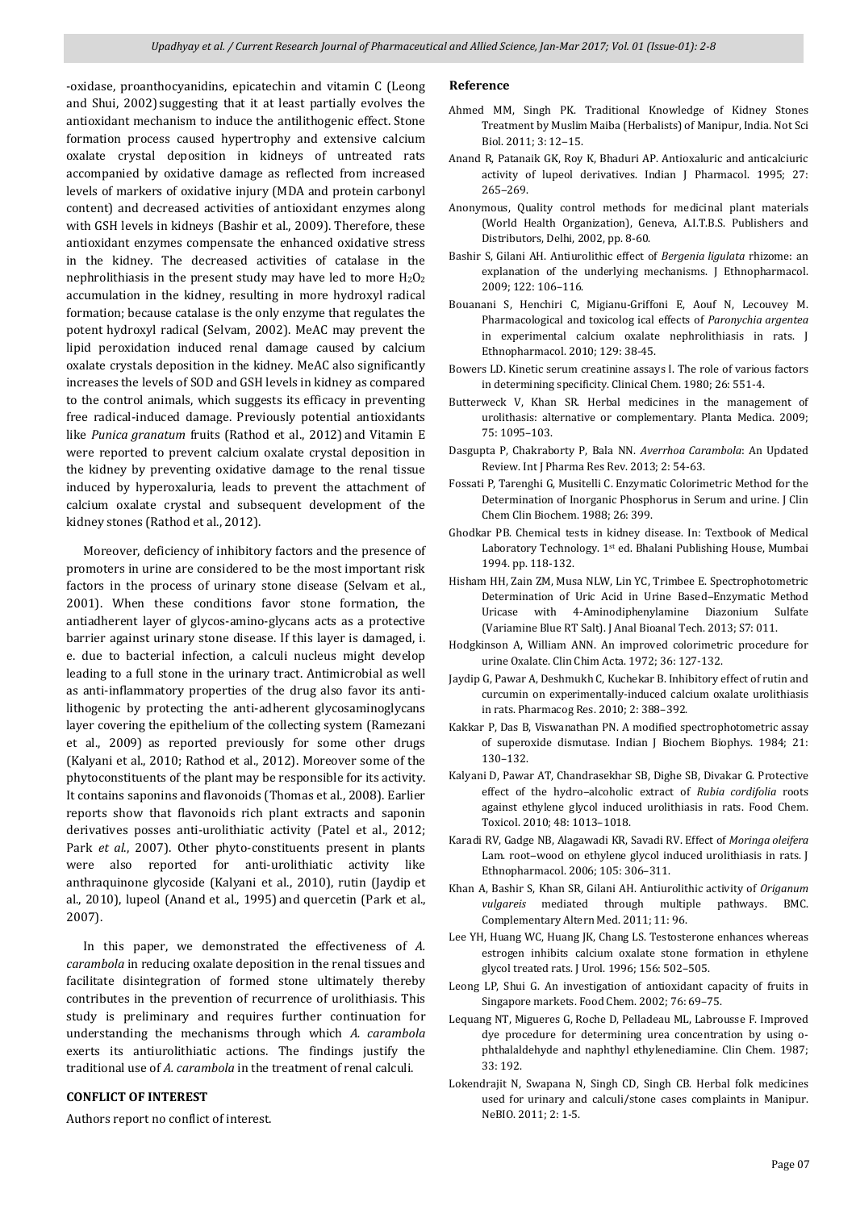-oxidase, proanthocyanidins, epicatechin and vitamin C (Leong and Shui, 2002) suggesting that it at least partially evolves the antioxidant mechanism to induce the antilithogenic effect. Stone formation process caused hypertrophy and extensive calcium oxalate crystal deposition in kidneys of untreated rats accompanied by oxidative damage as reflected from increased levels of markers of oxidative injury (MDA and protein carbonyl content) and decreased activities of antioxidant enzymes along with GSH levels in kidneys (Bashir et al., 2009). Therefore, these antioxidant enzymes compensate the enhanced oxidative stress in the kidney. The decreased activities of catalase in the nephrolithiasis in the present study may have led to more $H_2O_2$ accumulation in the kidney, resulting in more hydroxyl radical formation; because catalase is the only enzyme that regulates the potent hydroxyl radical (Selvam, 2002). MeAC may prevent the lipid peroxidation induced renal damage caused by calcium oxalate crystals deposition in the kidney. MeAC also significantly increases the levels of SOD and GSH levels in kidney as compared to the control animals, which suggests its efficacy in preventing free radical-induced damage. Previously potential antioxidants like *Punica granatum* fruits (Rathod et al., 2012) and Vitamin E were reported to prevent calcium oxalate crystal deposition in the kidney by preventing oxidative damage to the renal tissue induced by hyperoxaluria, leads to prevent the attachment of calcium oxalate crystal and subsequent development of the kidney stones (Rathod et al., 2012).

Moreover, deficiency of inhibitory factors and the presence of promoters in urine are considered to be the most important risk factors in the process of urinary stone disease (Selvam et al., 2001). When these conditions favor stone formation, the antiadherent layer of glycos-amino-glycans acts as a protective barrier against urinary stone disease. If this layer is damaged, i. e. due to bacterial infection, a calculi nucleus might develop leading to a full stone in the urinary tract. Antimicrobial as well as anti-inflammatory properties of the drug also favor its anti-lithogenic by protecting the anti-adherent glycosaminoglycans layer covering the epithelium of the collecting system (Ramezani et al., 2009) as reported previously for some other drugs (Kalyani et al., 2010; Rathod et al., 2012). Moreover some of the phytoconstituents of the plant may be responsible for its activity. It contains saponins and flavonoids (Thomas et al., 2008). Earlier reports show that flavonoids rich plant extracts and saponin derivatives posses anti-urolithiatic activity (Patel et al., 2012; Park *et al.*, 2007). Other phyto-constituents present in plants were also reported for anti-urolithiatic activity like anthraquinone glycoside (Kalyani et al., 2010), rutin (Jaydip et al., 2010), lupeol (Anand et al., 1995) and quercetin (Park et al., 2007).

In this paper, we demonstrated the effectiveness of *A. carambola* in reducing oxalate deposition in the renal tissues and facilitate disintegration of formed stone ultimately thereby contributes in the prevention of recurrence of urolithiasis. This study is preliminary and requires further continuation for understanding the mechanisms through which *A. carambola* exerts its antiurolithiatic actions. The findings justify the traditional use of *A. carambola* in the treatment of renal calculi.

## CONFLICT OF INTEREST

Authors report no conflict of interest.

## Reference

Ahmed MM, Singh PK. Traditional Knowledge of Kidney Stones Treatment by Muslim Maiba (Herbalists) of Manipur, India. Not Sci Biol. 2011; 3: 12–15.

Anand R, Patanaik GK, Roy K, Bhaduri AP. Antioxaluric and anticalciuric activity of lupeol derivatives. Indian J Pharmacol. 1995; 27: 265–269.

Anonymous, Quality control methods for medicinal plant materials (World Health Organization), Geneva, A.I.T.B.S. Publishers and Distributors, Delhi, 2002, pp. 8-60.

Bashir S, Gilani AH. Antiurolithic effect of *Bergenia ligulata* rhizome: an explanation of the underlying mechanisms. J Ethnopharmacol. 2009; 122: 106–116.

Bouanani S, Henchiri C, Migianu-Griffoni E, Aouf N, Lecouvey M. Pharmacological and toxicolog ical effects of *Paronychia argentea* in experimental calcium oxalate nephrolithiasis in rats. J Ethnopharmacol. 2010; 129: 38-45.

Bowers LD. Kinetic serum creatinine assays I. The role of various factors in determining specificity. Clinical Chem. 1980; 26: 551-4.

Butterweck V, Khan SR. Herbal medicines in the management of urolithasis: alternative or complementary. Planta Medica. 2009; 75: 1095–103.

Dasgupta P, Chakraborty P, Bala NN. *Averrhoa Carambola*: An Updated Review. Int J Pharma Res Rev. 2013; 2: 54-63.

Fossati P, Tarenghi G, Musitelli C. Enzymatic Colorimetric Method for the Determination of Inorganic Phosphorus in Serum and urine. J Clin Chem Clin Biochem. 1988; 26: 399.

Ghodkar PB. Chemical tests in kidney disease. In: Textbook of Medical Laboratory Technology. 1st ed. Bhalani Publishing House, Mumbai 1994. pp. 118-132.

Hisham HH, Zain ZM, Musa NLW, Lin YC, Trimbee E. Spectrophotometric Determination of Uric Acid in Urine Based–Enzymatic Method Uricase with 4-Aminodiphenylamine Diazonium Sulfate (Variamine Blue RT Salt). J Anal Bioanal Tech. 2013; S7: 011.

Hodgkinson A, William ANN. An improved colorimetric procedure for urine Oxalate. Clin Chim Acta. 1972; 36: 127-132.

Jaydip G, Pawar A, Deshmukh C, Kuchekar B. Inhibitory effect of rutin and curcumin on experimentally-induced calcium oxalate urolithiasis in rats. Pharmacog Res. 2010; 2: 388–392.

Kakkar P, Das B, Viswanathan PN. A modified spectrophotometric assay of superoxide dismutase. Indian J Biochem Biophys. 1984; 21: 130–132.

Kalyani D, Pawar AT, Chandrasekhar SB, Dighe SB, Divakar G. Protective effect of the hydro–alcoholic extract of *Rubia cordifolia* roots against ethylene glycol induced urolithiasis in rats. Food Chem. Toxicol. 2010; 48: 1013–1018.

Karadi RV, Gadge NB, Alagawadi KR, Savadi RV. Effect of *Moringa oleifera* Lam. root–wood on ethylene glycol induced urolithiasis in rats. J Ethnopharmacol. 2006; 105: 306–311.

Khan A, Bashir S, Khan SR, Gilani AH. Antiurolithic activity of *Origanum vulgareis* mediated through multiple pathways. BMC. Complementary Altern Med. 2011; 11: 96.

Lee YH, Huang WC, Huang JK, Chang LS. Testosterone enhances whereas estrogen inhibits calcium oxalate stone formation in ethylene glycol treated rats. J Urol. 1996; 156: 502–505.

Leong LP, Shui G. An investigation of antioxidant capacity of fruits in Singapore markets. Food Chem. 2002; 76: 69–75.

Lequang NT, Migueres G, Roche D, Pelladeau ML, Labrousse F. Improved dye procedure for determining urea concentration by using o-phthalaldehyde and naphthyl ethylenediamine. Clin Chem. 1987; 33: 192.

Lokendrajit N, Swapana N, Singh CD, Singh CB. Herbal folk medicines used for urinary and calculi/stone cases complaints in Manipur. NeBIO. 2011; 2: 1-5.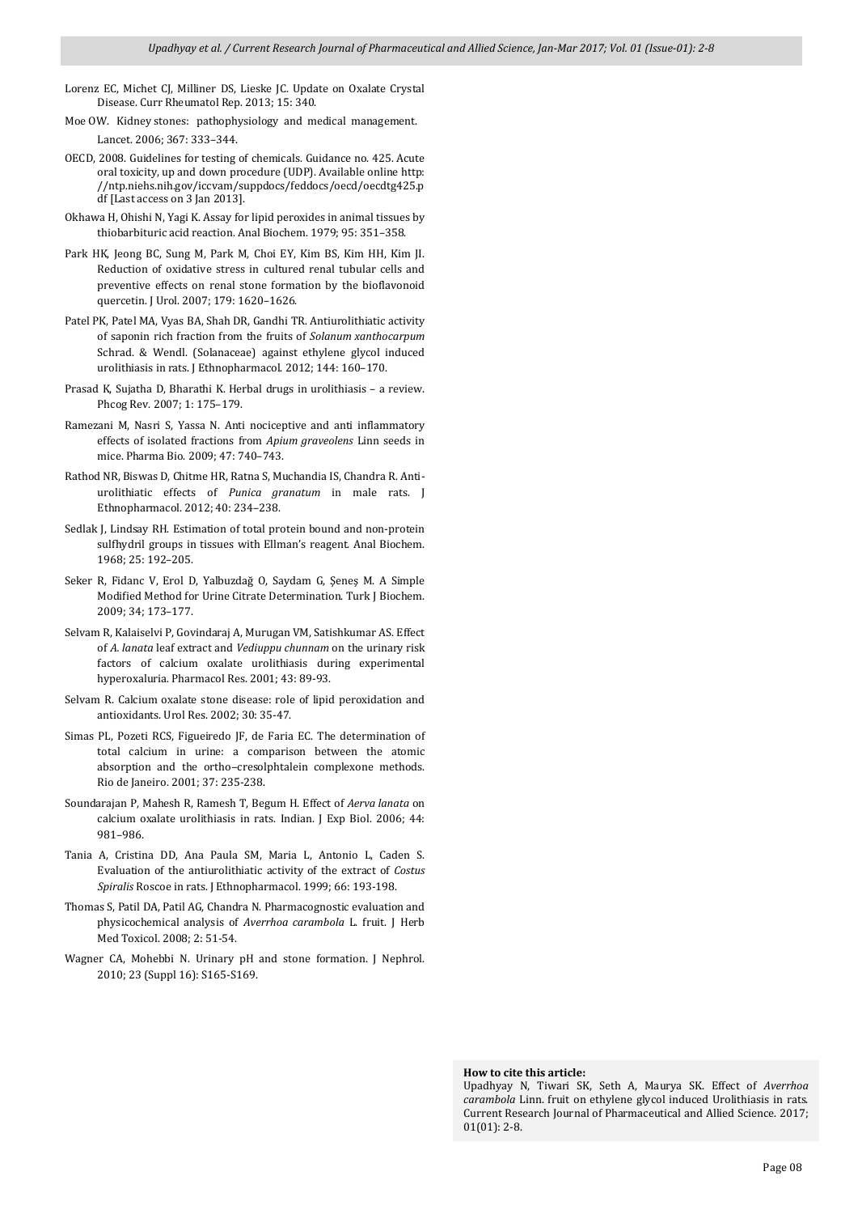Lorenz EC, Michet CJ, Milliner DS, Lieske JC. Update on Oxalate Crystal Disease. Curr Rheumatol Rep. 2013; 15: 340.

Moe OW. Kidney stones: pathophysiology and medical management. Lancet. 2006; 367: 333–344.

OECD, 2008. Guidelines for testing of chemicals. Guidance no. 425. Acute oral toxicity, up and down procedure (UDP). Available online http://ntp.niehs.nih.gov/iccvam/suppdocs/feddocs/oecd/oecdtg425.pdf [Last access on 3 Jan 2013].

Okhawa H, Ohishi N, Yagi K. Assay for lipid peroxides in animal tissues by thiobarbituric acid reaction. Anal Biochem. 1979; 95: 351–358.

Park HK, Jeong BC, Sung M, Park M, Choi EY, Kim BS, Kim HH, Kim JI. Reduction of oxidative stress in cultured renal tubular cells and preventive effects on renal stone formation by the bioflavonoid quercetin. J Urol. 2007; 179: 1620–1626.

Patel PK, Patel MA, Vyas BA, Shah DR, Gandhi TR. Antiurolithiatic activity of saponin rich fraction from the fruits of *Solanum xanthocarpum* Schrad. & Wendl. (Solanaceae) against ethylene glycol induced urolithiasis in rats. J Ethnopharmacol. 2012; 144: 160–170.

Prasad K, Sujatha D, Bharathi K. Herbal drugs in urolithiasis – a review. Phcog Rev. 2007; 1: 175–179.

Ramezani M, Nasri S, Yassa N. Anti nociceptive and anti inflammatory effects of isolated fractions from *Apium graveolens* Linn seeds in mice. Pharma Bio. 2009; 47: 740–743.

Rathod NR, Biswas D, Chitme HR, Ratna S, Muchandia IS, Chandra R. Anti-urolithiatic effects of *Punica granatum* in male rats. J Ethnopharmacol. 2012; 40: 234–238.

Sedlak J, Lindsay RH. Estimation of total protein bound and non-protein sulfhydril groups in tissues with Ellman's reagent. Anal Biochem. 1968; 25: 192–205.

Seker R, Fidanc V, Erol D, Yalbuzdağ O, Saydam G, Şeneş M. A Simple Modified Method for Urine Citrate Determination. Turk J Biochem. 2009; 34; 173–177.

Selvam R, Kalaiselvi P, Govindaraj A, Murugan VM, Satishkumar AS. Effect of *A. lanata* leaf extract and *Vediuppu chunnam* on the urinary risk factors of calcium oxalate urolithiasis during experimental hyperoxaluria. Pharmacol Res. 2001; 43: 89-93.

Selvam R. Calcium oxalate stone disease: role of lipid peroxidation and antioxidants. Urol Res. 2002; 30: 35-47.

Simas PL, Pozeti RCS, Figueiredo JF, de Faria EC. The determination of total calcium in urine: a comparison between the atomic absorption and the ortho–cresolphtalein complexone methods. Rio de Janeiro. 2001; 37: 235-238.

Soundarajan P, Mahesh R, Ramesh T, Begum H. Effect of *Aerva lanata* on calcium oxalate urolithiasis in rats. Indian. J Exp Biol. 2006; 44: 981–986.

Tania A, Cristina DD, Ana Paula SM, Maria L, Antonio L, Caden S. Evaluation of the antiurolithiatic activity of the extract of *Costus Spiralis* Roscoe in rats. J Ethnopharmacol. 1999; 66: 193-198.

Thomas S, Patil DA, Patil AG, Chandra N. Pharmacognostic evaluation and physicochemical analysis of *Averrhoa carambola* L. fruit. J Herb Med Toxicol. 2008; 2: 51-54.

Wagner CA, Mohebbi N. Urinary pH and stone formation. J Nephrol. 2010; 23 (Suppl 16): S165-S169.

**How to cite this article:**
Upadhyay N, Tiwari SK, Seth A, Maurya SK. Effect of *Averrhoa carambola* Linn. fruit on ethylene glycol induced Urolithiasis in rats. Current Research Journal of Pharmaceutical and Allied Science. 2017; 01(01): 2-8.